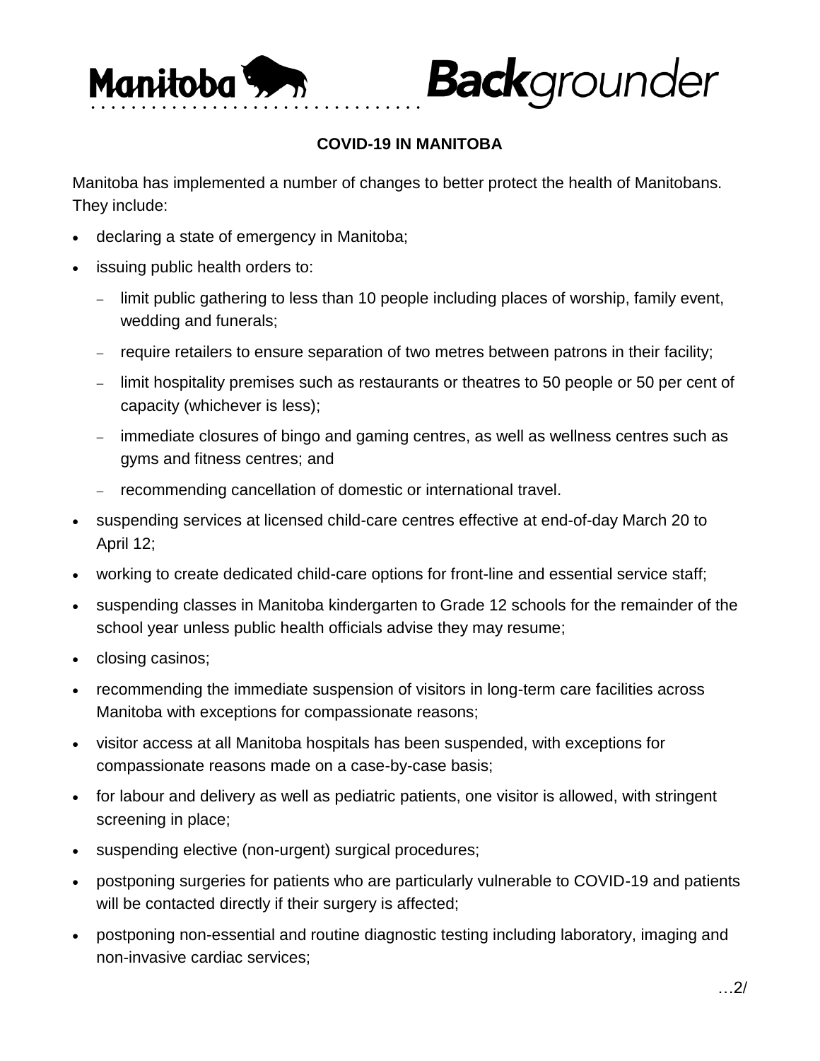# Manitoba Backgrounder

## COVID-19 IN MANITOBA

Manitoba has implemented a number of changes to better protect the health of Manitobans. They include:

- declaring a state of emergency in Manitoba;
- issuing public health orders to:
  - limit public gathering to less than 10 people including places of worship, family event, wedding and funerals;
  - require retailers to ensure separation of two metres between patrons in their facility;
  - limit hospitality premises such as restaurants or theatres to 50 people or 50 per cent of capacity (whichever is less);
  - immediate closures of bingo and gaming centres, as well as wellness centres such as gyms and fitness centres; and
  - recommending cancellation of domestic or international travel.
- suspending services at licensed child-care centres effective at end-of-day March 20 to April 12;
- working to create dedicated child-care options for front-line and essential service staff;
- suspending classes in Manitoba kindergarten to Grade 12 schools for the remainder of the school year unless public health officials advise they may resume;
- closing casinos;
- recommending the immediate suspension of visitors in long-term care facilities across Manitoba with exceptions for compassionate reasons;
- visitor access at all Manitoba hospitals has been suspended, with exceptions for compassionate reasons made on a case-by-case basis;
- for labour and delivery as well as pediatric patients, one visitor is allowed, with stringent screening in place;
- suspending elective (non-urgent) surgical procedures;
- postponing surgeries for patients who are particularly vulnerable to COVID-19 and patients will be contacted directly if their surgery is affected;
- postponing non-essential and routine diagnostic testing including laboratory, imaging and non-invasive cardiac services;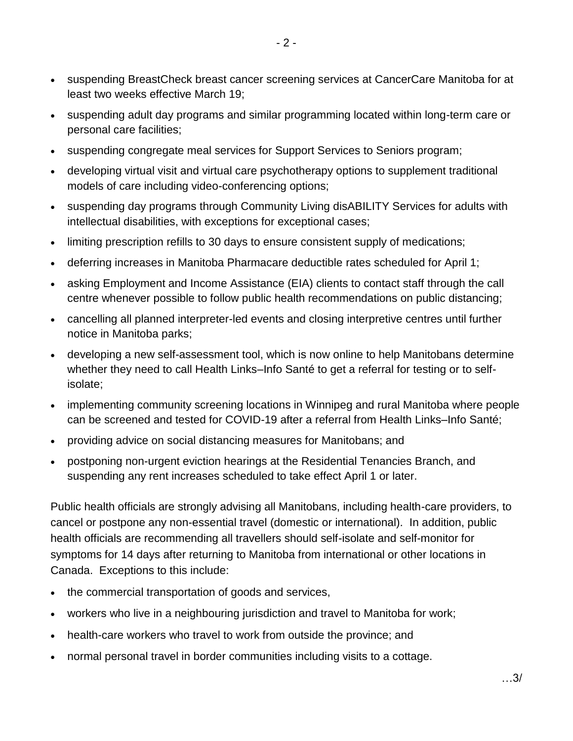- suspending BreastCheck breast cancer screening services at CancerCare Manitoba for at least two weeks effective March 19;
- suspending adult day programs and similar programming located within long-term care or personal care facilities;
- suspending congregate meal services for Support Services to Seniors program;
- developing virtual visit and virtual care psychotherapy options to supplement traditional models of care including video-conferencing options;
- suspending day programs through Community Living disABILITY Services for adults with intellectual disabilities, with exceptions for exceptional cases;
- limiting prescription refills to 30 days to ensure consistent supply of medications;
- deferring increases in Manitoba Pharmacare deductible rates scheduled for April 1;
- asking Employment and Income Assistance (EIA) clients to contact staff through the call centre whenever possible to follow public health recommendations on public distancing;
- cancelling all planned interpreter-led events and closing interpretive centres until further notice in Manitoba parks;
- developing a new self-assessment tool, which is now online to help Manitobans determine whether they need to call Health Links–Info Santé to get a referral for testing or to self-isolate;
- implementing community screening locations in Winnipeg and rural Manitoba where people can be screened and tested for COVID-19 after a referral from Health Links–Info Santé;
- providing advice on social distancing measures for Manitobans; and
- postponing non-urgent eviction hearings at the Residential Tenancies Branch, and suspending any rent increases scheduled to take effect April 1 or later.

Public health officials are strongly advising all Manitobans, including health-care providers, to cancel or postpone any non-essential travel (domestic or international). In addition, public health officials are recommending all travellers should self-isolate and self-monitor for symptoms for 14 days after returning to Manitoba from international or other locations in Canada. Exceptions to this include:

- the commercial transportation of goods and services,
- workers who live in a neighbouring jurisdiction and travel to Manitoba for work;
- health-care workers who travel to work from outside the province; and
- normal personal travel in border communities including visits to a cottage.

…3/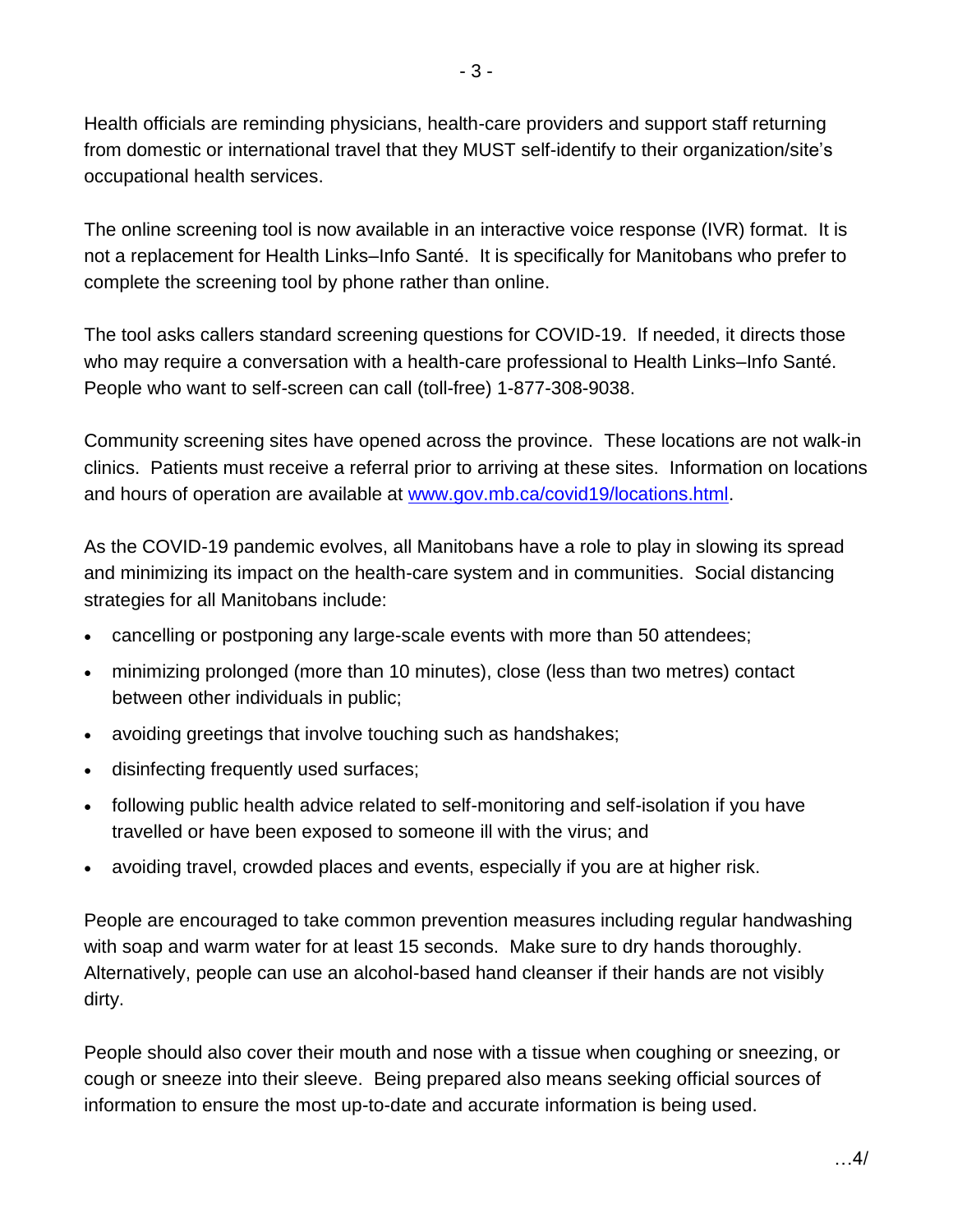Health officials are reminding physicians, health-care providers and support staff returning from domestic or international travel that they MUST self-identify to their organization/site's occupational health services.

The online screening tool is now available in an interactive voice response (IVR) format. It is not a replacement for Health Links–Info Santé. It is specifically for Manitobans who prefer to complete the screening tool by phone rather than online.

The tool asks callers standard screening questions for COVID-19. If needed, it directs those who may require a conversation with a health-care professional to Health Links–Info Santé. People who want to self-screen can call (toll-free) 1-877-308-9038.

Community screening sites have opened across the province. These locations are not walk-in clinics. Patients must receive a referral prior to arriving at these sites. Information on locations and hours of operation are available at [www.gov.mb.ca/covid19/locations.html](www.gov.mb.ca/covid19/locations.html).

As the COVID-19 pandemic evolves, all Manitobans have a role to play in slowing its spread and minimizing its impact on the health-care system and in communities. Social distancing strategies for all Manitobans include:

- cancelling or postponing any large-scale events with more than 50 attendees;
- minimizing prolonged (more than 10 minutes), close (less than two metres) contact between other individuals in public;
- avoiding greetings that involve touching such as handshakes;
- disinfecting frequently used surfaces;
- following public health advice related to self-monitoring and self-isolation if you have travelled or have been exposed to someone ill with the virus; and
- avoiding travel, crowded places and events, especially if you are at higher risk.

People are encouraged to take common prevention measures including regular handwashing with soap and warm water for at least 15 seconds. Make sure to dry hands thoroughly. Alternatively, people can use an alcohol-based hand cleanser if their hands are not visibly dirty.

People should also cover their mouth and nose with a tissue when coughing or sneezing, or cough or sneeze into their sleeve. Being prepared also means seeking official sources of information to ensure the most up-to-date and accurate information is being used.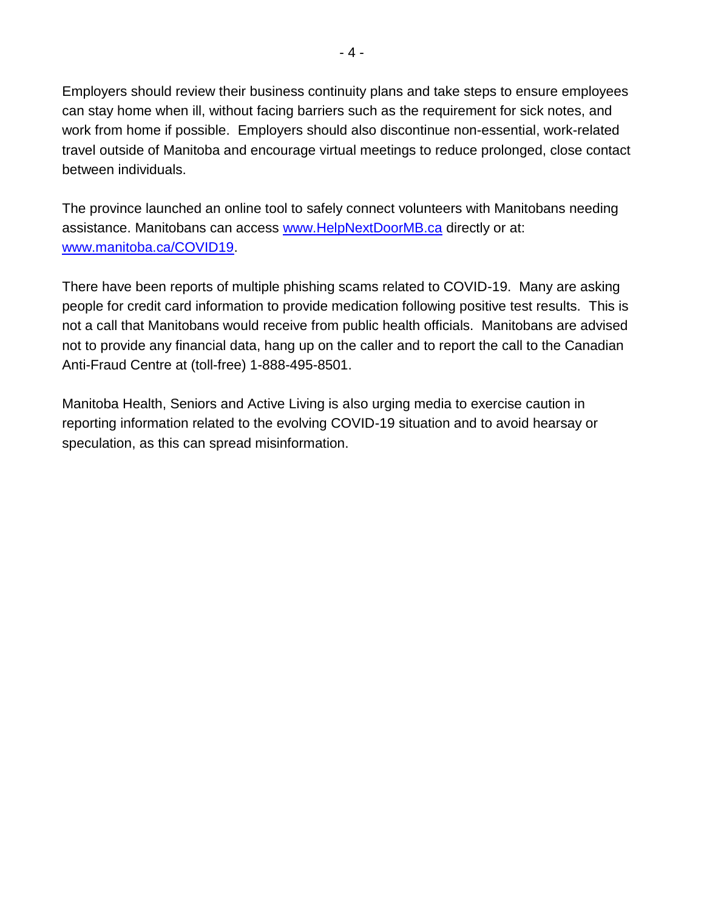Employers should review their business continuity plans and take steps to ensure employees can stay home when ill, without facing barriers such as the requirement for sick notes, and work from home if possible. Employers should also discontinue non-essential, work-related travel outside of Manitoba and encourage virtual meetings to reduce prolonged, close contact between individuals.

The province launched an online tool to safely connect volunteers with Manitobans needing assistance. Manitobans can access [www.HelpNextDoorMB.ca](http://www.HelpNextDoorMB.ca) directly or at: [www.manitoba.ca/COVID19](http://www.manitoba.ca/COVID19).

There have been reports of multiple phishing scams related to COVID-19. Many are asking people for credit card information to provide medication following positive test results. This is not a call that Manitobans would receive from public health officials. Manitobans are advised not to provide any financial data, hang up on the caller and to report the call to the Canadian Anti-Fraud Centre at (toll-free) 1-888-495-8501.

Manitoba Health, Seniors and Active Living is also urging media to exercise caution in reporting information related to the evolving COVID-19 situation and to avoid hearsay or speculation, as this can spread misinformation.